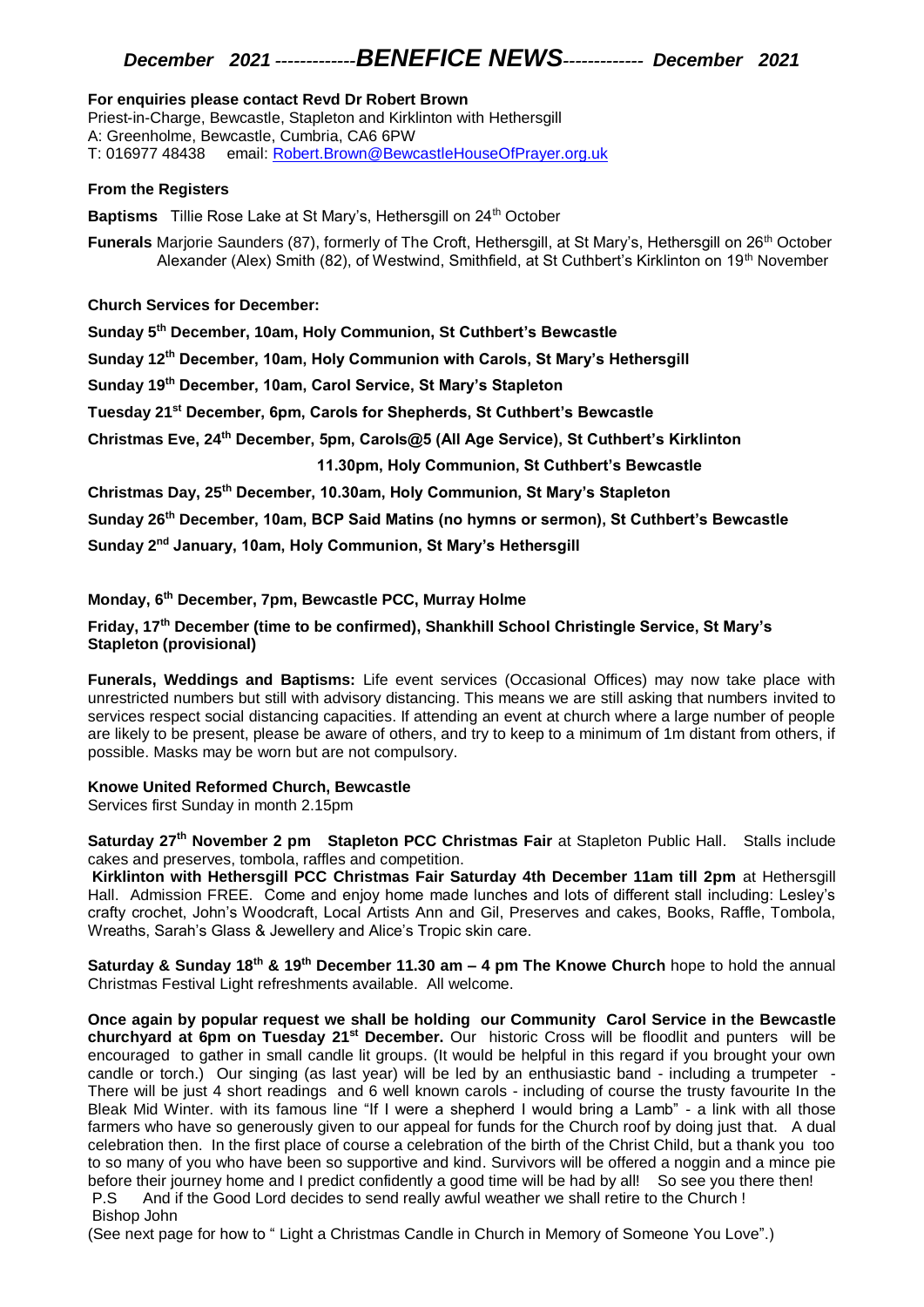# *December 2021 -------------BENEFICE NEWS------------- December 2021*

**For enquiries please contact Revd Dr Robert Brown**
Priest-in-Charge, Bewcastle, Stapleton and Kirklinton with Hethersgill
A: Greenholme, Bewcastle, Cumbria, CA6 6PW
T: 016977 48438 email: Robert.Brown@BewcastleHouseOfPrayer.org.uk

**From the Registers**

**Baptisms** Tillie Rose Lake at St Mary's, Hethersgill on 24th October

**Funerals** Marjorie Saunders (87), formerly of The Croft, Hethersgill, at St Mary's, Hethersgill on 26th October
Alexander (Alex) Smith (82), of Westwind, Smithfield, at St Cuthbert's Kirklinton on 19th November

**Church Services for December:**

**Sunday 5th December, 10am, Holy Communion, St Cuthbert's Bewcastle**

**Sunday 12th December, 10am, Holy Communion with Carols, St Mary's Hethersgill**

**Sunday 19th December, 10am, Carol Service, St Mary's Stapleton**

**Tuesday 21st December, 6pm, Carols for Shepherds, St Cuthbert's Bewcastle**

**Christmas Eve, 24th December, 5pm, Carols@5 (All Age Service), St Cuthbert's Kirklinton**

**11.30pm, Holy Communion, St Cuthbert's Bewcastle**

**Christmas Day, 25th December, 10.30am, Holy Communion, St Mary's Stapleton**

**Sunday 26th December, 10am, BCP Said Matins (no hymns or sermon), St Cuthbert's Bewcastle**

**Sunday 2nd January, 10am, Holy Communion, St Mary's Hethersgill**

**Monday, 6th December, 7pm, Bewcastle PCC, Murray Holme**

**Friday, 17th December (time to be confirmed), Shankhill School Christingle Service, St Mary's Stapleton (provisional)**

**Funerals, Weddings and Baptisms:** Life event services (Occasional Offices) may now take place with unrestricted numbers but still with advisory distancing. This means we are still asking that numbers invited to services respect social distancing capacities. If attending an event at church where a large number of people are likely to be present, please be aware of others, and try to keep to a minimum of 1m distant from others, if possible. Masks may be worn but are not compulsory.

**Knowe United Reformed Church, Bewcastle**
Services first Sunday in month 2.15pm

**Saturday 27th November 2 pm Stapleton PCC Christmas Fair** at Stapleton Public Hall. Stalls include cakes and preserves, tombola, raffles and competition.

**Kirklinton with Hethersgill PCC Christmas Fair Saturday 4th December 11am till 2pm** at Hethersgill Hall. Admission FREE. Come and enjoy home made lunches and lots of different stall including: Lesley's crafty crochet, John's Woodcraft, Local Artists Ann and Gil, Preserves and cakes, Books, Raffle, Tombola, Wreaths, Sarah's Glass & Jewellery and Alice's Tropic skin care.

**Saturday & Sunday 18th & 19th December 11.30 am – 4 pm The Knowe Church** hope to hold the annual Christmas Festival Light refreshments available. All welcome.

**Once again by popular request we shall be holding our Community Carol Service in the Bewcastle churchyard at 6pm on Tuesday 21st December.** Our historic Cross will be floodlit and punters will be encouraged to gather in small candle lit groups. (It would be helpful in this regard if you brought your own candle or torch.) Our singing (as last year) will be led by an enthusiastic band - including a trumpeter - There will be just 4 short readings and 6 well known carols - including of course the trusty favourite In the Bleak Mid Winter. with its famous line "If I were a shepherd I would bring a Lamb" - a link with all those farmers who have so generously given to our appeal for funds for the Church roof by doing just that. A dual celebration then. In the first place of course a celebration of the birth of the Christ Child, but a thank you too to so many of you who have been so supportive and kind. Survivors will be offered a noggin and a mince pie before their journey home and I predict confidently a good time will be had by all! So see you there then!
P.S And if the Good Lord decides to send really awful weather we shall retire to the Church !
Bishop John

(See next page for how to " Light a Christmas Candle in Church in Memory of Someone You Love".)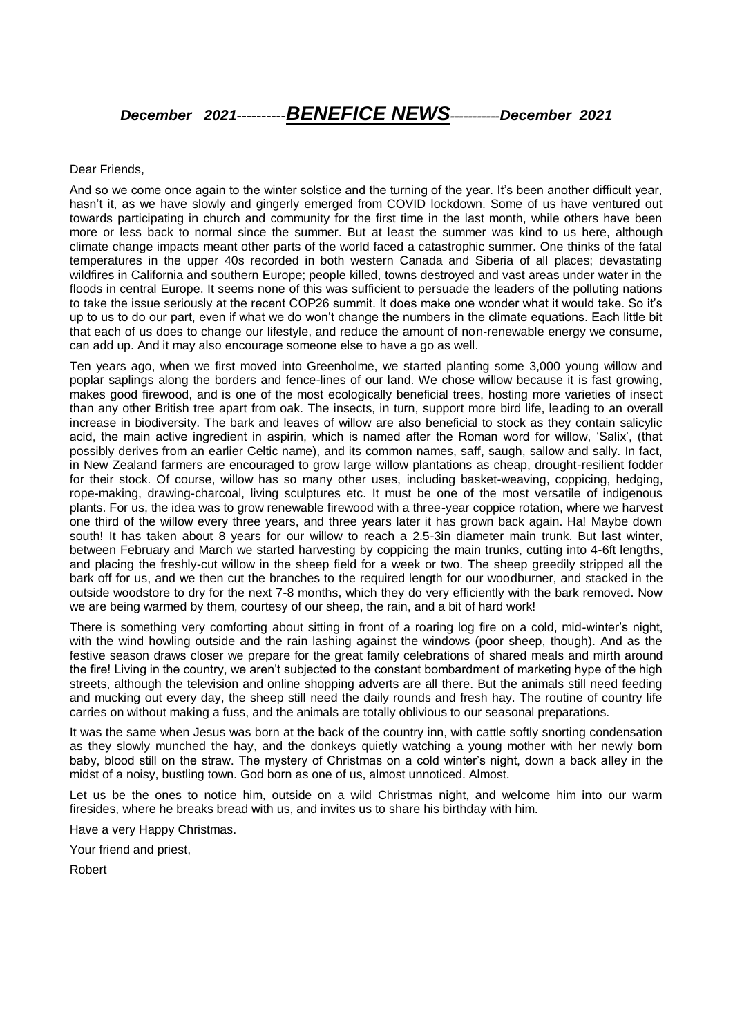# *December 2021----------BENEFICE NEWS-----------December 2021*

Dear Friends,

And so we come once again to the winter solstice and the turning of the year. It's been another difficult year, hasn't it, as we have slowly and gingerly emerged from COVID lockdown. Some of us have ventured out towards participating in church and community for the first time in the last month, while others have been more or less back to normal since the summer. But at least the summer was kind to us here, although climate change impacts meant other parts of the world faced a catastrophic summer. One thinks of the fatal temperatures in the upper 40s recorded in both western Canada and Siberia of all places; devastating wildfires in California and southern Europe; people killed, towns destroyed and vast areas under water in the floods in central Europe. It seems none of this was sufficient to persuade the leaders of the polluting nations to take the issue seriously at the recent COP26 summit. It does make one wonder what it would take. So it's up to us to do our part, even if what we do won't change the numbers in the climate equations. Each little bit that each of us does to change our lifestyle, and reduce the amount of non-renewable energy we consume, can add up. And it may also encourage someone else to have a go as well.

Ten years ago, when we first moved into Greenholme, we started planting some 3,000 young willow and poplar saplings along the borders and fence-lines of our land. We chose willow because it is fast growing, makes good firewood, and is one of the most ecologically beneficial trees, hosting more varieties of insect than any other British tree apart from oak. The insects, in turn, support more bird life, leading to an overall increase in biodiversity. The bark and leaves of willow are also beneficial to stock as they contain salicylic acid, the main active ingredient in aspirin, which is named after the Roman word for willow, 'Salix', (that possibly derives from an earlier Celtic name), and its common names, saff, saugh, sallow and sally. In fact, in New Zealand farmers are encouraged to grow large willow plantations as cheap, drought-resilient fodder for their stock. Of course, willow has so many other uses, including basket-weaving, coppicing, hedging, rope-making, drawing-charcoal, living sculptures etc. It must be one of the most versatile of indigenous plants. For us, the idea was to grow renewable firewood with a three-year coppice rotation, where we harvest one third of the willow every three years, and three years later it has grown back again. Ha! Maybe down south! It has taken about 8 years for our willow to reach a 2.5-3in diameter main trunk. But last winter, between February and March we started harvesting by coppicing the main trunks, cutting into 4-6ft lengths, and placing the freshly-cut willow in the sheep field for a week or two. The sheep greedily stripped all the bark off for us, and we then cut the branches to the required length for our woodburner, and stacked in the outside woodstore to dry for the next 7-8 months, which they do very efficiently with the bark removed. Now we are being warmed by them, courtesy of our sheep, the rain, and a bit of hard work!

There is something very comforting about sitting in front of a roaring log fire on a cold, mid-winter's night, with the wind howling outside and the rain lashing against the windows (poor sheep, though). And as the festive season draws closer we prepare for the great family celebrations of shared meals and mirth around the fire! Living in the country, we aren't subjected to the constant bombardment of marketing hype of the high streets, although the television and online shopping adverts are all there. But the animals still need feeding and mucking out every day, the sheep still need the daily rounds and fresh hay. The routine of country life carries on without making a fuss, and the animals are totally oblivious to our seasonal preparations.

It was the same when Jesus was born at the back of the country inn, with cattle softly snorting condensation as they slowly munched the hay, and the donkeys quietly watching a young mother with her newly born baby, blood still on the straw. The mystery of Christmas on a cold winter's night, down a back alley in the midst of a noisy, bustling town. God born as one of us, almost unnoticed. Almost.

Let us be the ones to notice him, outside on a wild Christmas night, and welcome him into our warm firesides, where he breaks bread with us, and invites us to share his birthday with him.

Have a very Happy Christmas.

Your friend and priest,

Robert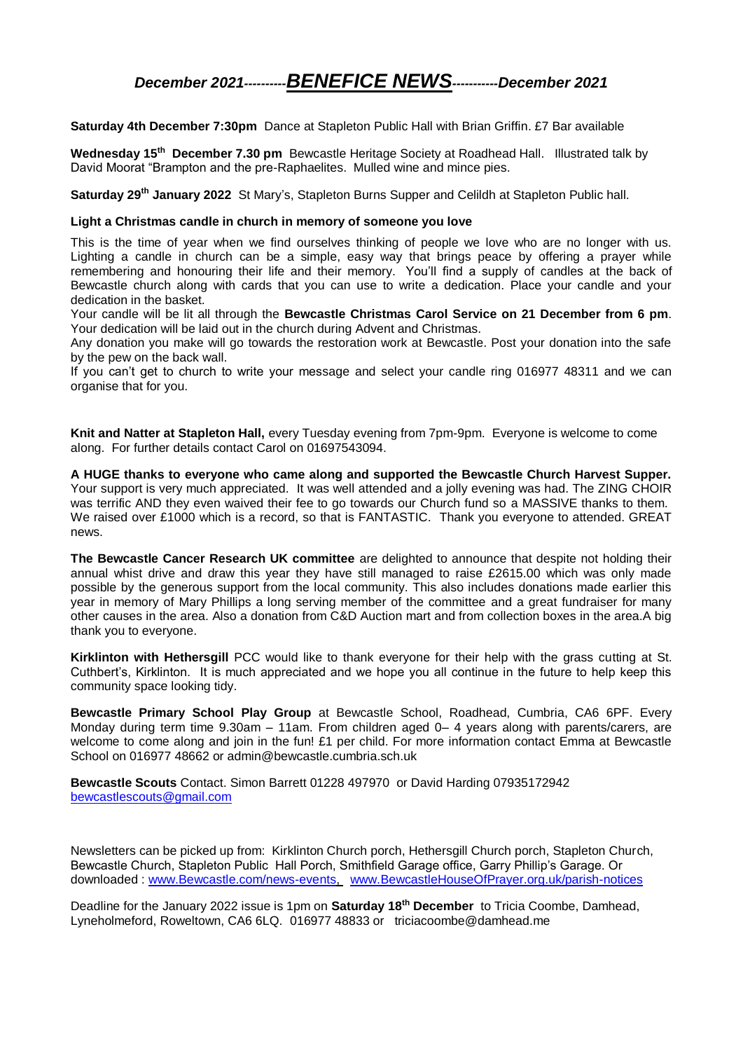# *December 2021----------BENEFICE NEWS----------December 2021*

**Saturday 4th December 7:30pm** Dance at Stapleton Public Hall with Brian Griffin. £7 Bar available

**Wednesday 15th December 7.30 pm** Bewcastle Heritage Society at Roadhead Hall. Illustrated talk by David Moorat "Brampton and the pre-Raphaelites. Mulled wine and mince pies.

**Saturday 29th January 2022** St Mary's, Stapleton Burns Supper and Celildh at Stapleton Public hall.

**Light a Christmas candle in church in memory of someone you love**

This is the time of year when we find ourselves thinking of people we love who are no longer with us. Lighting a candle in church can be a simple, easy way that brings peace by offering a prayer while remembering and honouring their life and their memory. You'll find a supply of candles at the back of Bewcastle church along with cards that you can use to write a dedication. Place your candle and your dedication in the basket.

Your candle will be lit all through the **Bewcastle Christmas Carol Service on 21 December from 6 pm**. Your dedication will be laid out in the church during Advent and Christmas.

Any donation you make will go towards the restoration work at Bewcastle. Post your donation into the safe by the pew on the back wall.

If you can't get to church to write your message and select your candle ring 016977 48311 and we can organise that for you.

**Knit and Natter at Stapleton Hall,** every Tuesday evening from 7pm-9pm. Everyone is welcome to come along. For further details contact Carol on 01697543094.

**A HUGE thanks to everyone who came along and supported the Bewcastle Church Harvest Supper.** Your support is very much appreciated. It was well attended and a jolly evening was had. The ZING CHOIR was terrific AND they even waived their fee to go towards our Church fund so a MASSIVE thanks to them. We raised over £1000 which is a record, so that is FANTASTIC. Thank you everyone to attended. GREAT news.

**The Bewcastle Cancer Research UK committee** are delighted to announce that despite not holding their annual whist drive and draw this year they have still managed to raise £2615.00 which was only made possible by the generous support from the local community. This also includes donations made earlier this year in memory of Mary Phillips a long serving member of the committee and a great fundraiser for many other causes in the area. Also a donation from C&D Auction mart and from collection boxes in the area.A big thank you to everyone.

**Kirklinton with Hethersgill** PCC would like to thank everyone for their help with the grass cutting at St. Cuthbert's, Kirklinton. It is much appreciated and we hope you all continue in the future to help keep this community space looking tidy.

**Bewcastle Primary School Play Group** at Bewcastle School, Roadhead, Cumbria, CA6 6PF. Every Monday during term time 9.30am – 11am. From children aged 0– 4 years along with parents/carers, are welcome to come along and join in the fun! £1 per child. For more information contact Emma at Bewcastle School on 016977 48662 or admin@bewcastle.cumbria.sch.uk

**Bewcastle Scouts** Contact. Simon Barrett 01228 497970 or David Harding 07935172942
bewcastlescouts@gmail.com

Newsletters can be picked up from: Kirklinton Church porch, Hethersgill Church porch, Stapleton Church, Bewcastle Church, Stapleton Public Hall Porch, Smithfield Garage office, Garry Phillip's Garage. Or downloaded : www.Bewcastle.com/news-events, www.BewcastleHouseOfPrayer.org.uk/parish-notices

Deadline for the January 2022 issue is 1pm on **Saturday 18th December** to Tricia Coombe, Damhead, Lyneholmeford, Roweltown, CA6 6LQ. 016977 48833 or triciacoombe@damhead.me